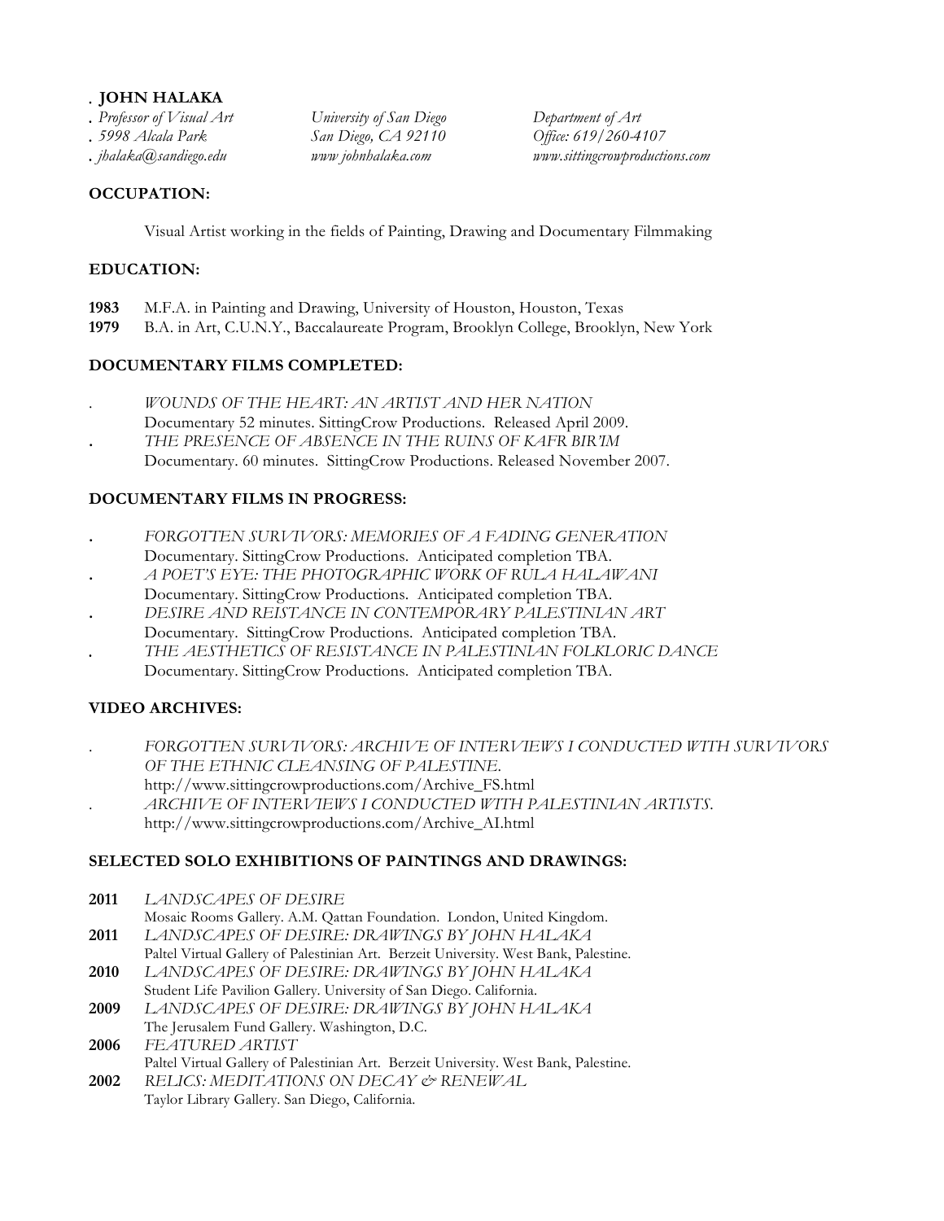**JOHN HALAKA**

*Professor of Visual Art* · *University of San Diego* · *Department of Art*
*5998 Alcala Park* · *San Diego, CA 92110* · *Office: 619/260-4107*
*jhalaka@sandiego.edu* · *www johnhalaka.com* · *www.sittingcrowproductions.com*

## OCCUPATION:

Visual Artist working in the fields of Painting, Drawing and Documentary Filmmaking

## EDUCATION:

**1983** M.F.A. in Painting and Drawing, University of Houston, Houston, Texas
**1979** B.A. in Art, C.U.N.Y., Baccalaureate Program, Brooklyn College, Brooklyn, New York

## DOCUMENTARY FILMS COMPLETED:

- *WOUNDS OF THE HEART: AN ARTIST AND HER NATION*
  Documentary 52 minutes. SittingCrow Productions. Released April 2009.
- *THE PRESENCE OF ABSENCE IN THE RUINS OF KAFR BIR'IM*
  Documentary. 60 minutes. SittingCrow Productions. Released November 2007.

## DOCUMENTARY FILMS IN PROGRESS:

- *FORGOTTEN SURVIVORS: MEMORIES OF A FADING GENERATION*
  Documentary. SittingCrow Productions. Anticipated completion TBA.
- *A POET'S EYE: THE PHOTOGRAPHIC WORK OF RULA HALAWANI*
  Documentary. SittingCrow Productions. Anticipated completion TBA.
- *DESIRE AND REISTANCE IN CONTEMPORARY PALESTINIAN ART*
  Documentary. SittingCrow Productions. Anticipated completion TBA.
- *THE AESTHETICS OF RESISTANCE IN PALESTINIAN FOLKLORIC DANCE*
  Documentary. SittingCrow Productions. Anticipated completion TBA.

## VIDEO ARCHIVES:

- *FORGOTTEN SURVIVORS: ARCHIVE OF INTERVIEWS I CONDUCTED WITH SURVIVORS OF THE ETHNIC CLEANSING OF PALESTINE.*
  http://www.sittingcrowproductions.com/Archive_FS.html
- *ARCHIVE OF INTERVIEWS I CONDUCTED WITH PALESTINIAN ARTISTS.*
  http://www.sittingcrowproductions.com/Archive_AI.html

## SELECTED SOLO EXHIBITIONS OF PAINTINGS AND DRAWINGS:

**2011** *LANDSCAPES OF DESIRE*
Mosaic Rooms Gallery. A.M. Qattan Foundation. London, United Kingdom.
**2011** *LANDSCAPES OF DESIRE: DRAWINGS BY JOHN HALAKA*
Paltel Virtual Gallery of Palestinian Art. Berzeit University. West Bank, Palestine.
**2010** *LANDSCAPES OF DESIRE: DRAWINGS BY JOHN HALAKA*
Student Life Pavilion Gallery. University of San Diego. California.
**2009** *LANDSCAPES OF DESIRE: DRAWINGS BY JOHN HALAKA*
The Jerusalem Fund Gallery. Washington, D.C.
**2006** *FEATURED ARTIST*
Paltel Virtual Gallery of Palestinian Art. Berzeit University. West Bank, Palestine.
**2002** *RELICS: MEDITATIONS ON DECAY & RENEWAL*
Taylor Library Gallery. San Diego, California.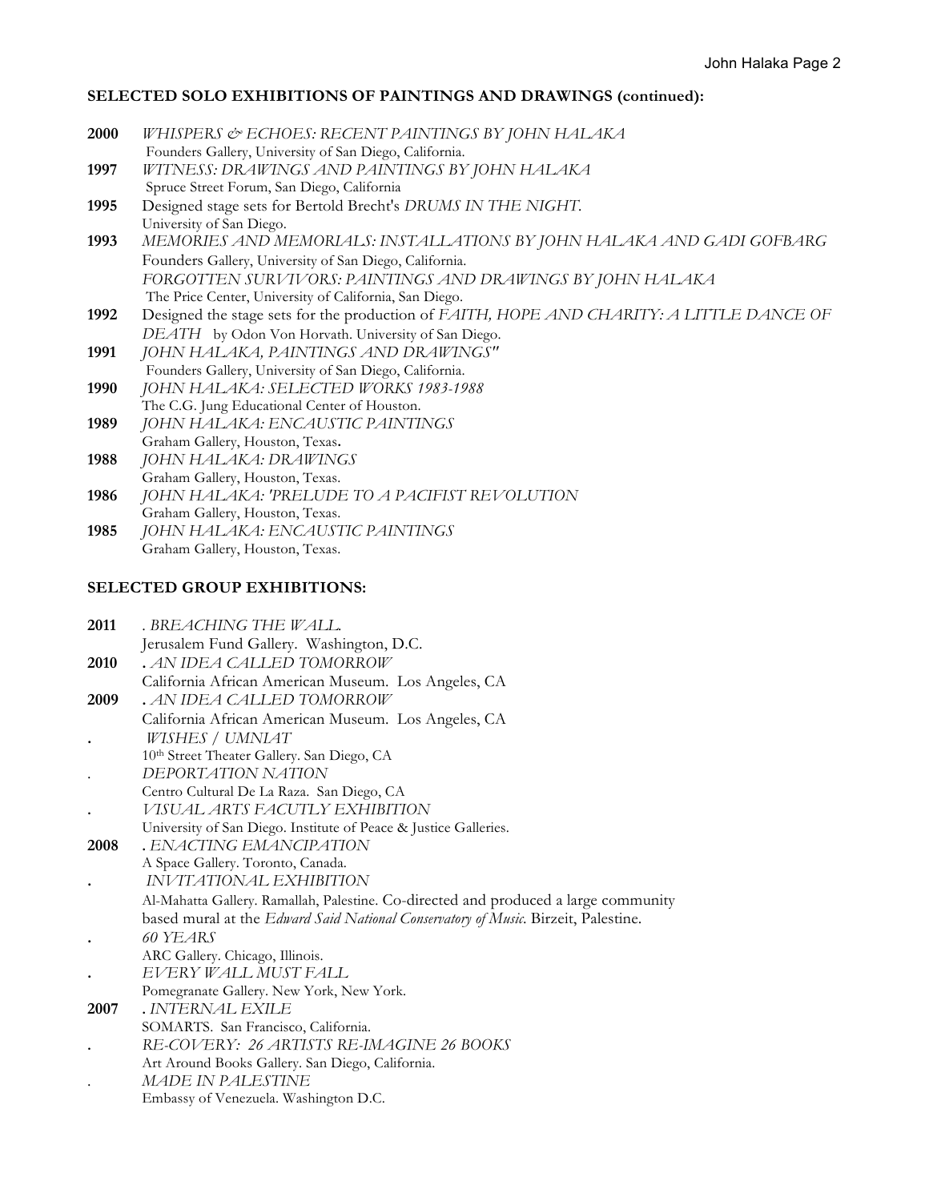## SELECTED SOLO EXHIBITIONS OF PAINTINGS AND DRAWINGS (continued):

**2000** *WHISPERS & ECHOES: RECENT PAINTINGS BY JOHN HALAKA*
Founders Gallery, University of San Diego, California.

**1997** *WITNESS: DRAWINGS AND PAINTINGS BY JOHN HALAKA*
Spruce Street Forum, San Diego, California

**1995** Designed stage sets for Bertold Brecht's *DRUMS IN THE NIGHT.*
University of San Diego.

**1993** *MEMORIES AND MEMORIALS: INSTALLATIONS BY JOHN HALAKA AND GADI GOFBARG*
Founders Gallery, University of San Diego, California.
*FORGOTTEN SURVIVORS: PAINTINGS AND DRAWINGS BY JOHN HALAKA*
The Price Center, University of California, San Diego.

**1992** Designed the stage sets for the production of *FAITH, HOPE AND CHARITY: A LITTLE DANCE OF DEATH* by Odon Von Horvath. University of San Diego.

**1991** *JOHN HALAKA, PAINTINGS AND DRAWINGS"*
Founders Gallery, University of San Diego, California.

**1990** *JOHN HALAKA: SELECTED WORKS 1983-1988*
The C.G. Jung Educational Center of Houston.

**1989** *JOHN HALAKA: ENCAUSTIC PAINTINGS*
Graham Gallery, Houston, Texas.

**1988** *JOHN HALAKA: DRAWINGS*
Graham Gallery, Houston, Texas.

**1986** *JOHN HALAKA: 'PRELUDE TO A PACIFIST REVOLUTION*
Graham Gallery, Houston, Texas.

**1985** *JOHN HALAKA: ENCAUSTIC PAINTINGS*
Graham Gallery, Houston, Texas.

## SELECTED GROUP EXHIBITIONS:

**2011** . *BREACHING THE WALL.*
Jerusalem Fund Gallery. Washington, D.C.

**2010** . *AN IDEA CALLED TOMORROW*
California African American Museum. Los Angeles, CA

**2009** . *AN IDEA CALLED TOMORROW*
California African American Museum. Los Angeles, CA

. *WISHES / UMNIAT*
10th Street Theater Gallery. San Diego, CA

. *DEPORTATION NATION*
Centro Cultural De La Raza. San Diego, CA

. *VISUAL ARTS FACUTLY EXHIBITION*
University of San Diego. Institute of Peace & Justice Galleries.

**2008** . *ENACTING EMANCIPATION*
A Space Gallery. Toronto, Canada.

. *INVITATIONAL EXHIBITION*
Al-Mahatta Gallery. Ramallah, Palestine. Co-directed and produced a large community based mural at the *Edward Said National Conservatory of Music*. Birzeit, Palestine.

. *60 YEARS*
ARC Gallery. Chicago, Illinois.

. *EVERY WALL MUST FALL*
Pomegranate Gallery. New York, New York.

**2007** . *INTERNAL EXILE*
SOMARTS. San Francisco, California.

. *RE-COVERY: 26 ARTISTS RE-IMAGINE 26 BOOKS*
Art Around Books Gallery. San Diego, California.

. *MADE IN PALESTINE*
Embassy of Venezuela. Washington D.C.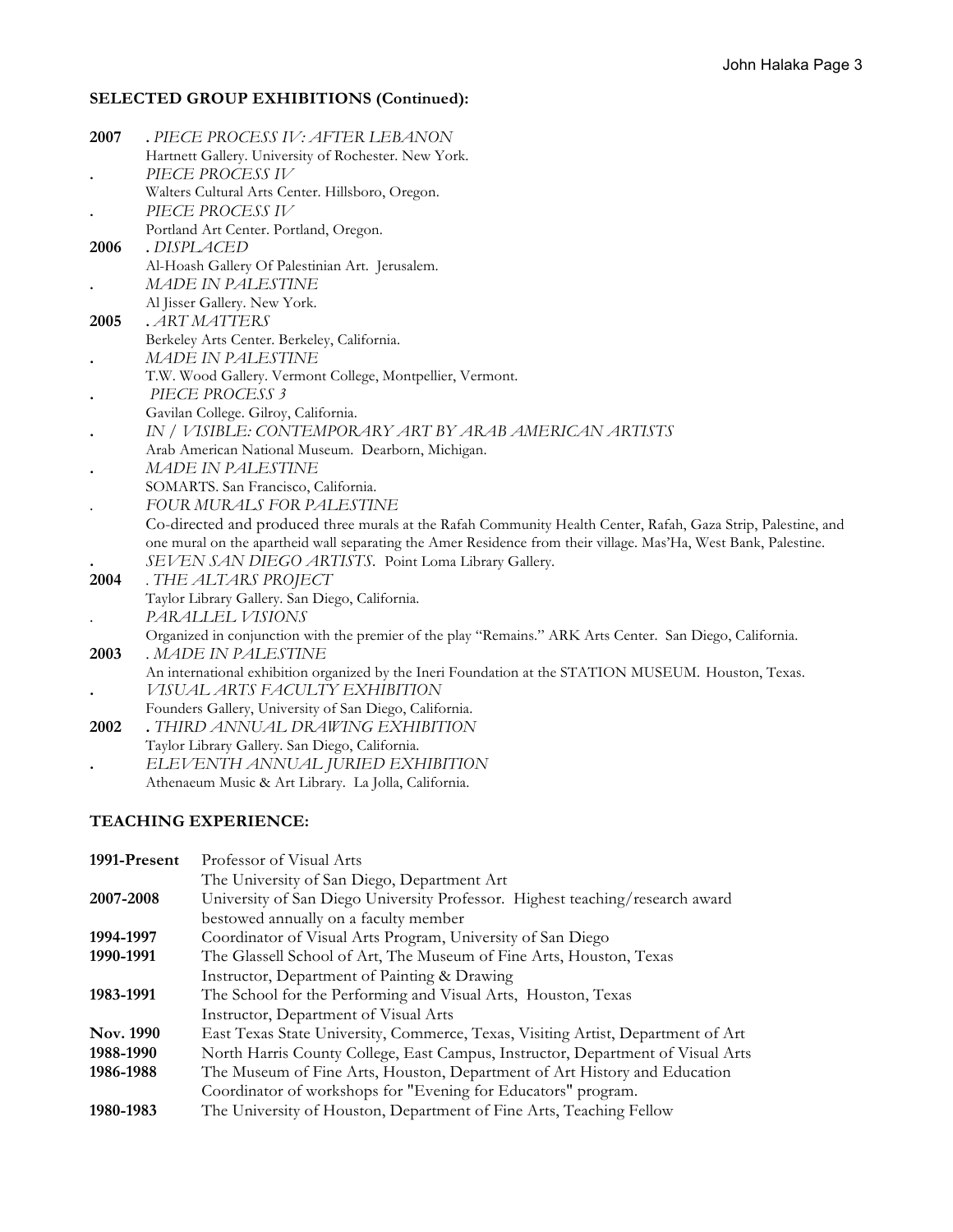**SELECTED GROUP EXHIBITIONS (Continued):**

**2007** . *PIECE PROCESS IV: AFTER LEBANON*
Hartnett Gallery. University of Rochester. New York.

. *PIECE PROCESS IV*
Walters Cultural Arts Center. Hillsboro, Oregon.

. *PIECE PROCESS IV*
Portland Art Center. Portland, Oregon.

**2006** . *DISPLACED*
Al-Hoash Gallery Of Palestinian Art. Jerusalem.

. *MADE IN PALESTINE*
Al Jisser Gallery. New York.

**2005** . *ART MATTERS*
Berkeley Arts Center. Berkeley, California.

. *MADE IN PALESTINE*
T.W. Wood Gallery. Vermont College, Montpellier, Vermont.

. *PIECE PROCESS 3*
Gavilan College. Gilroy, California.

. *IN / VISIBLE: CONTEMPORARY ART BY ARAB AMERICAN ARTISTS*
Arab American National Museum. Dearborn, Michigan.

. *MADE IN PALESTINE*
SOMARTS. San Francisco, California.

. *FOUR MURALS FOR PALESTINE*
Co-directed and produced three murals at the Rafah Community Health Center, Rafah, Gaza Strip, Palestine, and one mural on the apartheid wall separating the Amer Residence from their village. Mas'Ha, West Bank, Palestine.

. *SEVEN SAN DIEGO ARTISTS*. Point Loma Library Gallery.

**2004** . *THE ALTARS PROJECT*
Taylor Library Gallery. San Diego, California.

. *PARALLEL VISIONS*
Organized in conjunction with the premier of the play "Remains." ARK Arts Center. San Diego, California.

**2003** . *MADE IN PALESTINE*
An international exhibition organized by the Ineri Foundation at the STATION MUSEUM. Houston, Texas.

. *VISUAL ARTS FACULTY EXHIBITION*
Founders Gallery, University of San Diego, California.

**2002** . *THIRD ANNUAL DRAWING EXHIBITION*
Taylor Library Gallery. San Diego, California.

. *ELEVENTH ANNUAL JURIED EXHIBITION*
Athenaeum Music & Art Library. La Jolla, California.

**TEACHING EXPERIENCE:**

**1991-Present** Professor of Visual Arts
The University of San Diego, Department Art

**2007-2008** University of San Diego University Professor. Highest teaching/research award bestowed annually on a faculty member

**1994-1997** Coordinator of Visual Arts Program, University of San Diego

**1990-1991** The Glassell School of Art, The Museum of Fine Arts, Houston, Texas
Instructor, Department of Painting & Drawing

**1983-1991** The School for the Performing and Visual Arts, Houston, Texas
Instructor, Department of Visual Arts

**Nov. 1990** East Texas State University, Commerce, Texas, Visiting Artist, Department of Art

**1988-1990** North Harris County College, East Campus, Instructor, Department of Visual Arts

**1986-1988** The Museum of Fine Arts, Houston, Department of Art History and Education
Coordinator of workshops for "Evening for Educators" program.

**1980-1983** The University of Houston, Department of Fine Arts, Teaching Fellow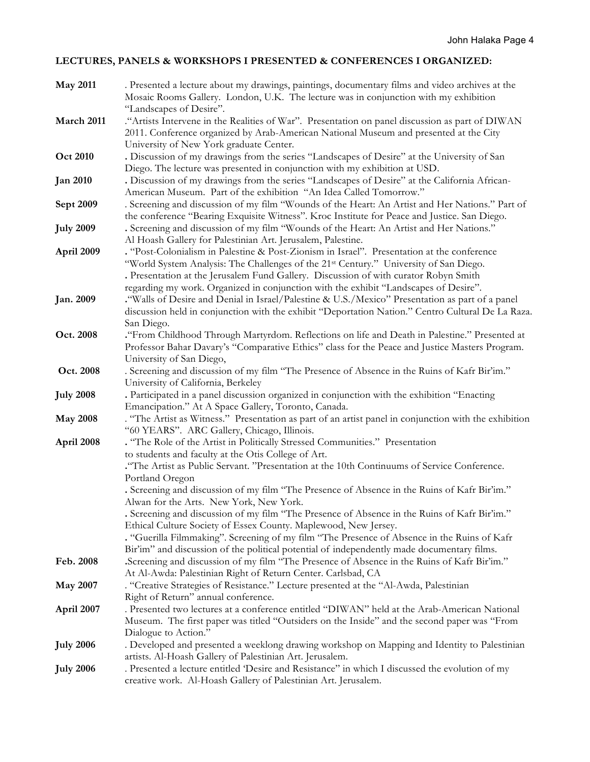## LECTURES, PANELS & WORKSHOPS I PRESENTED & CONFERENCES I ORGANIZED:

**May 2011** . Presented a lecture about my drawings, paintings, documentary films and video archives at the Mosaic Rooms Gallery. London, U.K. The lecture was in conjunction with my exhibition "Landscapes of Desire".

**March 2011** ."Artists Intervene in the Realities of War". Presentation on panel discussion as part of DIWAN 2011. Conference organized by Arab-American National Museum and presented at the City University of New York graduate Center.

**Oct 2010** . Discussion of my drawings from the series "Landscapes of Desire" at the University of San Diego. The lecture was presented in conjunction with my exhibition at USD.

**Jan 2010** . Discussion of my drawings from the series "Landscapes of Desire" at the California African-American Museum. Part of the exhibition "An Idea Called Tomorrow."

**Sept 2009** . Screening and discussion of my film "Wounds of the Heart: An Artist and Her Nations." Part of the conference "Bearing Exquisite Witness". Kroc Institute for Peace and Justice. San Diego.

**July 2009** . Screening and discussion of my film "Wounds of the Heart: An Artist and Her Nations." Al Hoash Gallery for Palestinian Art. Jerusalem, Palestine.

**April 2009** . "Post-Colonialism in Palestine & Post-Zionism in Israel". Presentation at the conference "World System Analysis: The Challenges of the 21st Century." University of San Diego.
. Presentation at the Jerusalem Fund Gallery. Discussion of with curator Robyn Smith regarding my work. Organized in conjunction with the exhibit "Landscapes of Desire".

**Jan. 2009** ."Walls of Desire and Denial in Israel/Palestine & U.S./Mexico" Presentation as part of a panel discussion held in conjunction with the exhibit "Deportation Nation." Centro Cultural De La Raza. San Diego.

**Oct. 2008** ."From Childhood Through Martyrdom. Reflections on life and Death in Palestine." Presented at Professor Bahar Davary's "Comparative Ethics" class for the Peace and Justice Masters Program. University of San Diego,

**Oct. 2008** . Screening and discussion of my film "The Presence of Absence in the Ruins of Kafr Bir'im." University of California, Berkeley

**July 2008** . Participated in a panel discussion organized in conjunction with the exhibition "Enacting Emancipation." At A Space Gallery, Toronto, Canada.

**May 2008** . "The Artist as Witness." Presentation as part of an artist panel in conjunction with the exhibition "60 YEARS". ARC Gallery, Chicago, Illinois.

**April 2008** . "The Role of the Artist in Politically Stressed Communities." Presentation to students and faculty at the Otis College of Art.
."The Artist as Public Servant. "Presentation at the 10th Continuums of Service Conference. Portland Oregon
. Screening and discussion of my film "The Presence of Absence in the Ruins of Kafr Bir'im." Alwan for the Arts. New York, New York.
. Screening and discussion of my film "The Presence of Absence in the Ruins of Kafr Bir'im." Ethical Culture Society of Essex County. Maplewood, New Jersey.
. "Guerilla Filmmaking". Screening of my film "The Presence of Absence in the Ruins of Kafr Bir'im" and discussion of the political potential of independently made documentary films.

**Feb. 2008** .Screening and discussion of my film "The Presence of Absence in the Ruins of Kafr Bir'im." At Al-Awda: Palestinian Right of Return Center. Carlsbad, CA

**May 2007** . "Creative Strategies of Resistance." Lecture presented at the "Al-Awda, Palestinian Right of Return" annual conference.

**April 2007** . Presented two lectures at a conference entitled "DIWAN" held at the Arab-American National Museum. The first paper was titled "Outsiders on the Inside" and the second paper was "From Dialogue to Action."

**July 2006** . Developed and presented a weeklong drawing workshop on Mapping and Identity to Palestinian artists. Al-Hoash Gallery of Palestinian Art. Jerusalem.

**July 2006** . Presented a lecture entitled 'Desire and Resistance" in which I discussed the evolution of my creative work. Al-Hoash Gallery of Palestinian Art. Jerusalem.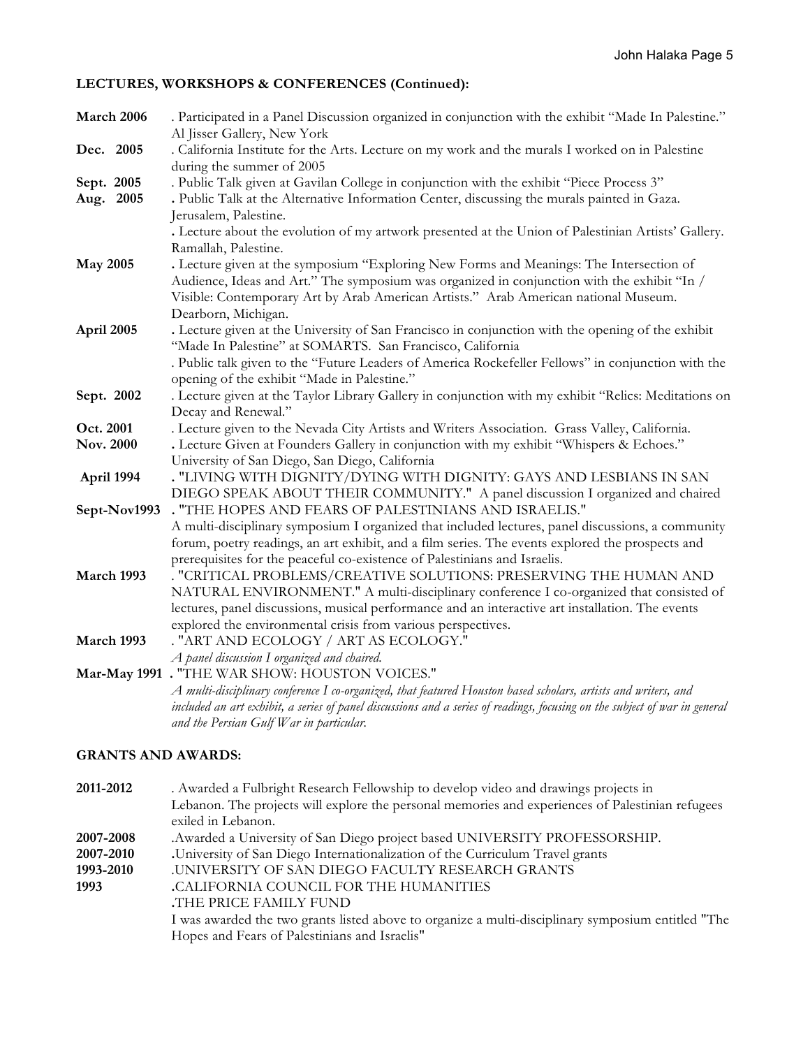## LECTURES, WORKSHOPS & CONFERENCES (Continued):

**March 2006** . Participated in a Panel Discussion organized in conjunction with the exhibit "Made In Palestine." Al Jisser Gallery, New York

**Dec. 2005** . California Institute for the Arts. Lecture on my work and the murals I worked on in Palestine during the summer of 2005

**Sept. 2005** . Public Talk given at Gavilan College in conjunction with the exhibit "Piece Process 3"

**Aug. 2005** . Public Talk at the Alternative Information Center, discussing the murals painted in Gaza. Jerusalem, Palestine.
. Lecture about the evolution of my artwork presented at the Union of Palestinian Artists' Gallery. Ramallah, Palestine.

**May 2005** . Lecture given at the symposium "Exploring New Forms and Meanings: The Intersection of Audience, Ideas and Art." The symposium was organized in conjunction with the exhibit "In / Visible: Contemporary Art by Arab American Artists." Arab American national Museum. Dearborn, Michigan.

**April 2005** . Lecture given at the University of San Francisco in conjunction with the opening of the exhibit "Made In Palestine" at SOMARTS. San Francisco, California
. Public talk given to the "Future Leaders of America Rockefeller Fellows" in conjunction with the opening of the exhibit "Made in Palestine."

**Sept. 2002** . Lecture given at the Taylor Library Gallery in conjunction with my exhibit "Relics: Meditations on Decay and Renewal."

**Oct. 2001** . Lecture given to the Nevada City Artists and Writers Association. Grass Valley, California.

**Nov. 2000** . Lecture Given at Founders Gallery in conjunction with my exhibit "Whispers & Echoes." University of San Diego, San Diego, California

**April 1994** . "LIVING WITH DIGNITY/DYING WITH DIGNITY: GAYS AND LESBIANS IN SAN DIEGO SPEAK ABOUT THEIR COMMUNITY." A panel discussion I organized and chaired

**Sept-Nov1993** . "THE HOPES AND FEARS OF PALESTINIANS AND ISRAELIS."
A multi-disciplinary symposium I organized that included lectures, panel discussions, a community forum, poetry readings, an art exhibit, and a film series. The events explored the prospects and prerequisites for the peaceful co-existence of Palestinians and Israelis.

**March 1993** . "CRITICAL PROBLEMS/CREATIVE SOLUTIONS: PRESERVING THE HUMAN AND NATURAL ENVIRONMENT." A multi-disciplinary conference I co-organized that consisted of lectures, panel discussions, musical performance and an interactive art installation. The events explored the environmental crisis from various perspectives.

**March 1993** . "ART AND ECOLOGY / ART AS ECOLOGY."
*A panel discussion I organized and chaired.*

**Mar-May 1991** . "THE WAR SHOW: HOUSTON VOICES."
*A multi-disciplinary conference I co-organized, that featured Houston based scholars, artists and writers, and included an art exhibit, a series of panel discussions and a series of readings, focusing on the subject of war in general and the Persian Gulf War in particular.*

## GRANTS AND AWARDS:

**2011-2012** . Awarded a Fulbright Research Fellowship to develop video and drawings projects in Lebanon. The projects will explore the personal memories and experiences of Palestinian refugees exiled in Lebanon.

**2007-2008** .Awarded a University of San Diego project based UNIVERSITY PROFESSORSHIP.

**2007-2010** .University of San Diego Internationalization of the Curriculum Travel grants

**1993-2010** .UNIVERSITY OF SAN DIEGO FACULTY RESEARCH GRANTS

**1993** .CALIFORNIA COUNCIL FOR THE HUMANITIES
.THE PRICE FAMILY FUND
I was awarded the two grants listed above to organize a multi-disciplinary symposium entitled "The Hopes and Fears of Palestinians and Israelis"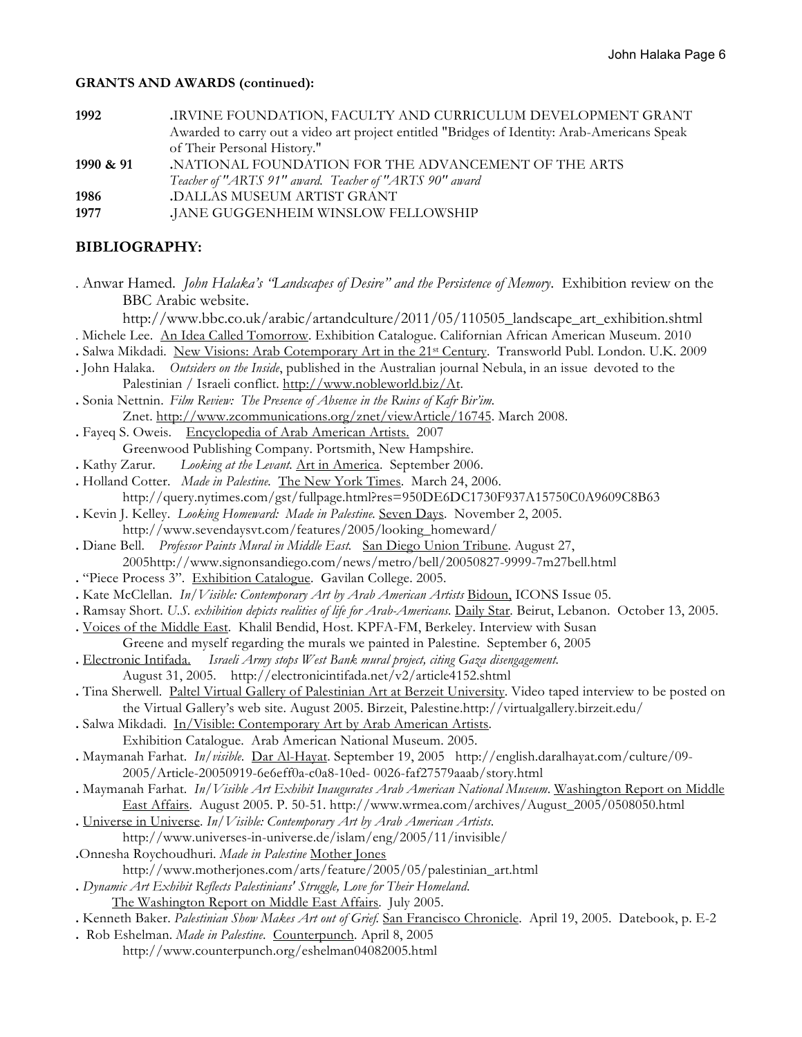**GRANTS AND AWARDS (continued):**

| | |
|---|---|
| **1992** | .IRVINE FOUNDATION, FACULTY AND CURRICULUM DEVELOPMENT GRANT<br>Awarded to carry out a video art project entitled "Bridges of Identity: Arab-Americans Speak of Their Personal History." |
| **1990 & 91** | .NATIONAL FOUNDATION FOR THE ADVANCEMENT OF THE ARTS<br>*Teacher of "ARTS 91" award. Teacher of "ARTS 90" award* |
| **1986** | .DALLAS MUSEUM ARTIST GRANT |
| **1977** | .JANE GUGGENHEIM WINSLOW FELLOWSHIP |

## BIBLIOGRAPHY:

. Anwar Hamed. *John Halaka's "Landscapes of Desire" and the Persistence of Memory*. Exhibition review on the BBC Arabic website. http://www.bbc.co.uk/arabic/artandculture/2011/05/110505_landscape_art_exhibition.shtml

. Michele Lee. An Idea Called Tomorrow. Exhibition Catalogue. Californian African American Museum. 2010

. Salwa Mikdadi. New Visions: Arab Cotemporary Art in the 21st Century. Transworld Publ. London. U.K. 2009

. John Halaka. *Outsiders on the Inside*, published in the Australian journal Nebula, in an issue devoted to the Palestinian / Israeli conflict. http://www.nobleworld.biz/At.

. Sonia Nettnin. *Film Review: The Presence of Absence in the Ruins of Kafr Bir'im.* Znet. http://www.zcommunications.org/znet/viewArticle/16745. March 2008.

. Fayeq S. Oweis. Encyclopedia of Arab American Artists. 2007 Greenwood Publishing Company. Portsmith, New Hampshire.

. Kathy Zarur. *Looking at the Levant.* Art in America. September 2006.

. Holland Cotter. *Made in Palestine.* The New York Times. March 24, 2006. http://query.nytimes.com/gst/fullpage.html?res=950DE6DC1730F937A15750C0A9609C8B63

. Kevin J. Kelley. *Looking Homeward: Made in Palestine.* Seven Days. November 2, 2005. http://www.sevendaysvt.com/features/2005/looking_homeward/

. Diane Bell. *Professor Paints Mural in Middle East.* San Diego Union Tribune. August 27, 2005http://www.signonsandiego.com/news/metro/bell/20050827-9999-7m27bell.html

. "Piece Process 3". Exhibition Catalogue. Gavilan College. 2005.

. Kate McClellan. *In/Visible: Contemporary Art by Arab American Artists* Bidoun, ICONS Issue 05.

. Ramsay Short. *U.S. exhibition depicts realities of life for Arab-Americans.* Daily Star. Beirut, Lebanon. October 13, 2005.

. Voices of the Middle East. Khalil Bendid, Host. KPFA-FM, Berkeley. Interview with Susan Greene and myself regarding the murals we painted in Palestine. September 6, 2005

. Electronic Intifada. *Israeli Army stops West Bank mural project, citing Gaza disengagement.* August 31, 2005. http://electronicintifada.net/v2/article4152.shtml

. Tina Sherwell. Paltel Virtual Gallery of Palestinian Art at Berzeit University. Video taped interview to be posted on the Virtual Gallery's web site. August 2005. Birzeit, Palestine.http://virtualgallery.birzeit.edu/

. Salwa Mikdadi. In/Visible: Contemporary Art by Arab American Artists. Exhibition Catalogue. Arab American National Museum. 2005.

. Maymanah Farhat. *In/visible*. Dar Al-Hayat. September 19, 2005 http://english.daralhayat.com/culture/09-2005/Article-20050919-6e6eff0a-c0a8-10ed- 0026-faf27579aaab/story.html

. Maymanah Farhat. *In/Visible Art Exhibit Inaugurates Arab American National Museum*. Washington Report on Middle East Affairs. August 2005. P. 50-51. http://www.wrmea.com/archives/August_2005/0508050.html

. Universe in Universe. *In/Visible: Contemporary Art by Arab American Artists.* http://www.universes-in-universe.de/islam/eng/2005/11/invisible/

.Onnesha Roychoudhuri. *Made in Palestine* Mother Jones http://www.motherjones.com/arts/feature/2005/05/palestinian_art.html

. *Dynamic Art Exhibit Reflects Palestinians' Struggle, Love for Their Homeland.* The Washington Report on Middle East Affairs. July 2005.

. Kenneth Baker. *Palestinian Show Makes Art out of Grief.* San Francisco Chronicle. April 19, 2005. Datebook, p. E-2

. Rob Eshelman. *Made in Palestine*. Counterpunch. April 8, 2005 http://www.counterpunch.org/eshelman04082005.html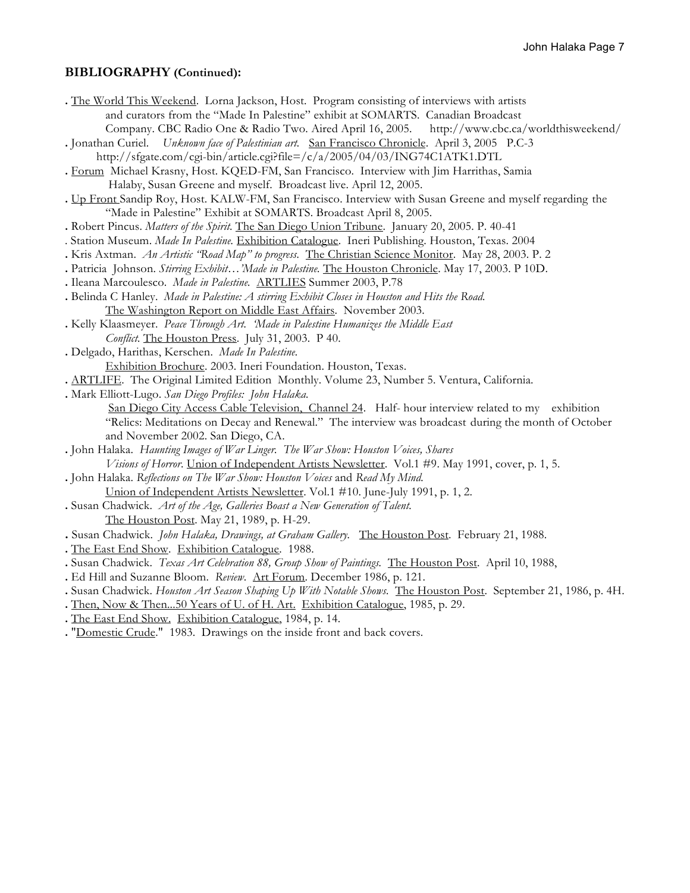**BIBLIOGRAPHY (Continued):**

. <u>The World This Weekend</u>. Lorna Jackson, Host. Program consisting of interviews with artists and curators from the "Made In Palestine" exhibit at SOMARTS. Canadian Broadcast Company. CBC Radio One & Radio Two. Aired April 16, 2005. http://www.cbc.ca/worldthisweekend/

. Jonathan Curiel. *Unknown face of Palestinian art.* <u>San Francisco Chronicle</u>. April 3, 2005 P.C-3 http://sfgate.com/cgi-bin/article.cgi?file=/c/a/2005/04/03/ING74C1ATK1.DTL

. <u>Forum</u> Michael Krasny, Host. KQED-FM, San Francisco. Interview with Jim Harrithas, Samia Halaby, Susan Greene and myself. Broadcast live. April 12, 2005.

. <u>Up Front</u> Sandip Roy, Host. KALW-FM, San Francisco. Interview with Susan Greene and myself regarding the "Made in Palestine" Exhibit at SOMARTS. Broadcast April 8, 2005.

. Robert Pincus. *Matters of the Spirit.* <u>The San Diego Union Tribune</u>. January 20, 2005. P. 40-41

. Station Museum. *Made In Palestine.* <u>Exhibition Catalogue</u>. Ineri Publishing. Houston, Texas. 2004

. Kris Axtman. *An Artistic "Road Map" to progress.* <u>The Christian Science Monitor</u>. May 28, 2003. P. 2

. Patricia Johnson. *Stirring Exhibit…'Made in Palestine.* <u>The Houston Chronicle</u>. May 17, 2003. P 10D.

. Ileana Marcoulesco. *Made in Palestine.* <u>ARTLIES</u> Summer 2003, P.78

. Belinda C Hanley. *Made in Palestine: A stirring Exhibit Closes in Houston and Hits the Road.* <u>The Washington Report on Middle East Affairs</u>. November 2003.

. Kelly Klaasmeyer. *Peace Through Art. 'Made in Palestine Humanizes the Middle East Conflict.* <u>The Houston Press</u>. July 31, 2003. P 40.

. Delgado, Harithas, Kerschen. *Made In Palestine.* <u>Exhibition Brochure</u>. 2003. Ineri Foundation. Houston, Texas.

. <u>ARTLIFE</u>. The Original Limited Edition Monthly. Volume 23, Number 5. Ventura, California.

. Mark Elliott-Lugo. *San Diego Profiles: John Halaka.* <u>San Diego City Access Cable Television, Channel 24</u>. Half- hour interview related to my exhibition "Relics: Meditations on Decay and Renewal." The interview was broadcast during the month of October and November 2002. San Diego, CA.

. John Halaka. *Haunting Images of War Linger. The War Show: Houston Voices, Shares Visions of Horror.* <u>Union of Independent Artists Newsletter</u>. Vol.1 #9. May 1991, cover, p. 1, 5.

. John Halaka. *Reflections on The War Show: Houston Voices* and *Read My Mind.* <u>Union of Independent Artists Newsletter</u>. Vol.1 #10. June-July 1991, p. 1, 2.

. Susan Chadwick. *Art of the Age, Galleries Boast a New Generation of Talent.* <u>The Houston Post</u>. May 21, 1989, p. H-29.

. Susan Chadwick. *John Halaka, Drawings, at Graham Gallery.* <u>The Houston Post</u>. February 21, 1988.

. <u>The East End Show</u>. <u>Exhibition Catalogue</u>. 1988.

. Susan Chadwick. *Texas Art Celebration 88, Group Show of Paintings.* <u>The Houston Post</u>. April 10, 1988,

. Ed Hill and Suzanne Bloom. *Review.* <u>Art Forum</u>. December 1986, p. 121.

. Susan Chadwick. *Houston Art Season Shaping Up With Notable Shows.* <u>The Houston Post</u>. September 21, 1986, p. 4H.

. <u>Then, Now & Then...50 Years of U. of H. Art.</u> <u>Exhibition Catalogue</u>, 1985, p. 29.

. <u>The East End Show.</u> <u>Exhibition Catalogue</u>, 1984, p. 14.

. "<u>Domestic Crude</u>." 1983. Drawings on the inside front and back covers.